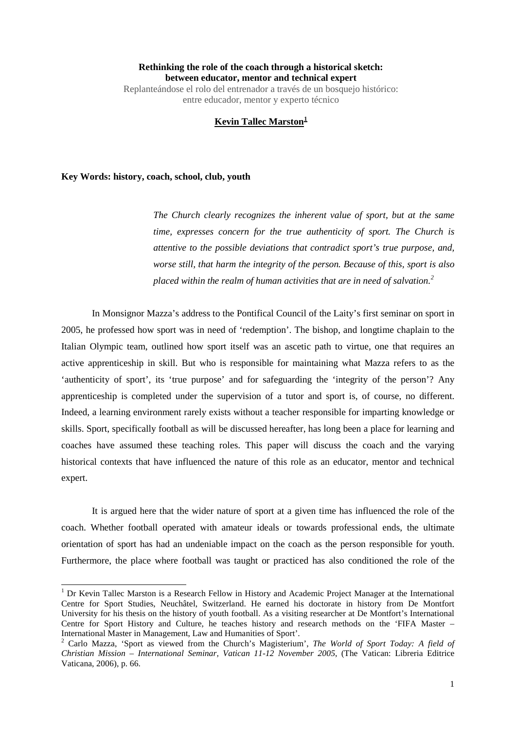**Rethinking the role of the coach through a historical sketch: between educator, mentor and technical expert**

Replanteándose el rolo del entrenador a través de un bosquejo histórico: entre educador, mentor y experto técnico

**Kevin Tallec Marston[1]**

**Key Words: history, coach, school, club, youth**

> *The Church clearly recognizes the inherent value of sport, but at the same time, expresses concern for the true authenticity of sport. The Church is attentive to the possible deviations that contradict sport's true purpose, and, worse still, that harm the integrity of the person. Because of this, sport is also placed within the realm of human activities that are in need of salvation.[2]*

In Monsignor Mazza's address to the Pontifical Council of the Laity's first seminar on sport in 2005, he professed how sport was in need of 'redemption'. The bishop, and longtime chaplain to the Italian Olympic team, outlined how sport itself was an ascetic path to virtue, one that requires an active apprenticeship in skill. But who is responsible for maintaining what Mazza refers to as the 'authenticity of sport', its 'true purpose' and for safeguarding the 'integrity of the person'? Any apprenticeship is completed under the supervision of a tutor and sport is, of course, no different. Indeed, a learning environment rarely exists without a teacher responsible for imparting knowledge or skills. Sport, specifically football as will be discussed hereafter, has long been a place for learning and coaches have assumed these teaching roles. This paper will discuss the coach and the varying historical contexts that have influenced the nature of this role as an educator, mentor and technical expert.

It is argued here that the wider nature of sport at a given time has influenced the role of the coach. Whether football operated with amateur ideals or towards professional ends, the ultimate orientation of sport has had an undeniable impact on the coach as the person responsible for youth. Furthermore, the place where football was taught or practiced has also conditioned the role of the

---

[1] Dr Kevin Tallec Marston is a Research Fellow in History and Academic Project Manager at the International Centre for Sport Studies, Neuchâtel, Switzerland. He earned his doctorate in history from De Montfort University for his thesis on the history of youth football. As a visiting researcher at De Montfort's International Centre for Sport History and Culture, he teaches history and research methods on the 'FIFA Master – International Master in Management, Law and Humanities of Sport'.

[2] Carlo Mazza, 'Sport as viewed from the Church's Magisterium', *The World of Sport Today: A field of Christian Mission – International Seminar, Vatican 11-12 November 2005*, (The Vatican: Libreria Editrice Vaticana, 2006), p. 66.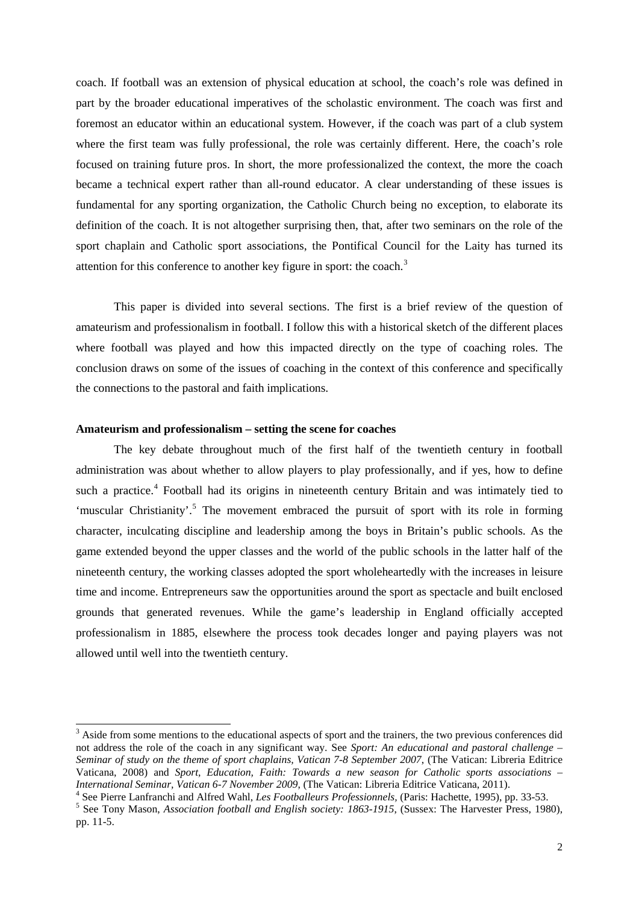coach. If football was an extension of physical education at school, the coach's role was defined in part by the broader educational imperatives of the scholastic environment. The coach was first and foremost an educator within an educational system. However, if the coach was part of a club system where the first team was fully professional, the role was certainly different. Here, the coach's role focused on training future pros. In short, the more professionalized the context, the more the coach became a technical expert rather than all-round educator. A clear understanding of these issues is fundamental for any sporting organization, the Catholic Church being no exception, to elaborate its definition of the coach. It is not altogether surprising then, that, after two seminars on the role of the sport chaplain and Catholic sport associations, the Pontifical Council for the Laity has turned its attention for this conference to another key figure in sport: the coach.[3]

This paper is divided into several sections. The first is a brief review of the question of amateurism and professionalism in football. I follow this with a historical sketch of the different places where football was played and how this impacted directly on the type of coaching roles. The conclusion draws on some of the issues of coaching in the context of this conference and specifically the connections to the pastoral and faith implications.

**Amateurism and professionalism – setting the scene for coaches**

The key debate throughout much of the first half of the twentieth century in football administration was about whether to allow players to play professionally, and if yes, how to define such a practice.[4] Football had its origins in nineteenth century Britain and was intimately tied to 'muscular Christianity'.[5] The movement embraced the pursuit of sport with its role in forming character, inculcating discipline and leadership among the boys in Britain's public schools. As the game extended beyond the upper classes and the world of the public schools in the latter half of the nineteenth century, the working classes adopted the sport wholeheartedly with the increases in leisure time and income. Entrepreneurs saw the opportunities around the sport as spectacle and built enclosed grounds that generated revenues. While the game's leadership in England officially accepted professionalism in 1885, elsewhere the process took decades longer and paying players was not allowed until well into the twentieth century.

---

[3] Aside from some mentions to the educational aspects of sport and the trainers, the two previous conferences did not address the role of the coach in any significant way. See *Sport: An educational and pastoral challenge – Seminar of study on the theme of sport chaplains, Vatican 7-8 September 2007*, (The Vatican: Libreria Editrice Vaticana, 2008) and *Sport, Education, Faith: Towards a new season for Catholic sports associations – International Seminar, Vatican 6-7 November 2009*, (The Vatican: Libreria Editrice Vaticana, 2011).

[4] See Pierre Lanfranchi and Alfred Wahl, *Les Footballeurs Professionnels*, (Paris: Hachette, 1995), pp. 33-53.

[5] See Tony Mason, *Association football and English society: 1863-1915*, (Sussex: The Harvester Press, 1980), pp. 11-5.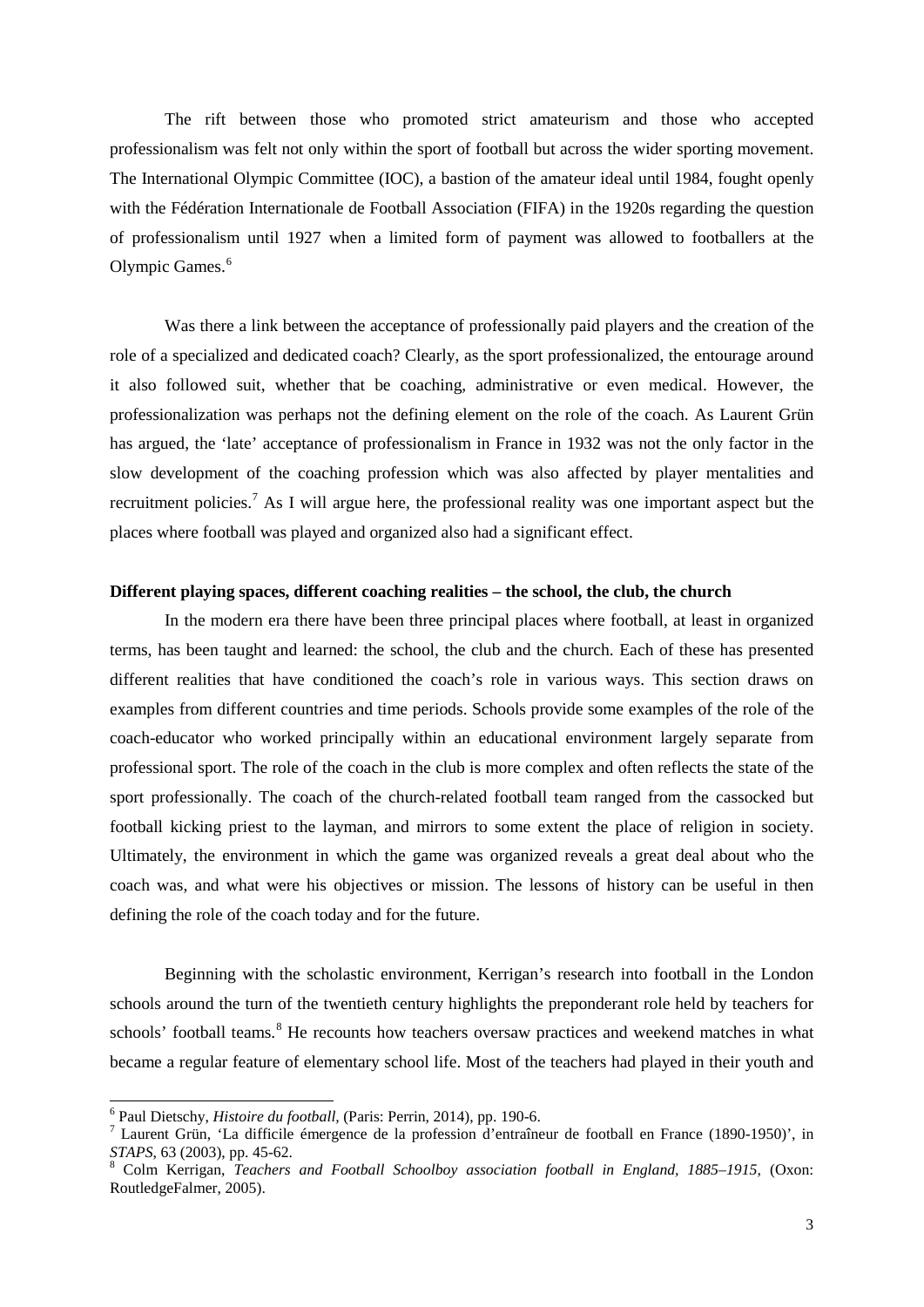The rift between those who promoted strict amateurism and those who accepted professionalism was felt not only within the sport of football but across the wider sporting movement. The International Olympic Committee (IOC), a bastion of the amateur ideal until 1984, fought openly with the Fédération Internationale de Football Association (FIFA) in the 1920s regarding the question of professionalism until 1927 when a limited form of payment was allowed to footballers at the Olympic Games.[6]

Was there a link between the acceptance of professionally paid players and the creation of the role of a specialized and dedicated coach? Clearly, as the sport professionalized, the entourage around it also followed suit, whether that be coaching, administrative or even medical. However, the professionalization was perhaps not the defining element on the role of the coach. As Laurent Grün has argued, the 'late' acceptance of professionalism in France in 1932 was not the only factor in the slow development of the coaching profession which was also affected by player mentalities and recruitment policies.[7] As I will argue here, the professional reality was one important aspect but the places where football was played and organized also had a significant effect.

**Different playing spaces, different coaching realities – the school, the club, the church**

In the modern era there have been three principal places where football, at least in organized terms, has been taught and learned: the school, the club and the church. Each of these has presented different realities that have conditioned the coach's role in various ways. This section draws on examples from different countries and time periods. Schools provide some examples of the role of the coach-educator who worked principally within an educational environment largely separate from professional sport. The role of the coach in the club is more complex and often reflects the state of the sport professionally. The coach of the church-related football team ranged from the cassocked but football kicking priest to the layman, and mirrors to some extent the place of religion in society. Ultimately, the environment in which the game was organized reveals a great deal about who the coach was, and what were his objectives or mission. The lessons of history can be useful in then defining the role of the coach today and for the future.

Beginning with the scholastic environment, Kerrigan's research into football in the London schools around the turn of the twentieth century highlights the preponderant role held by teachers for schools' football teams.[8] He recounts how teachers oversaw practices and weekend matches in what became a regular feature of elementary school life. Most of the teachers had played in their youth and

---

[6] Paul Dietschy, *Histoire du football*, (Paris: Perrin, 2014), pp. 190-6.

[7] Laurent Grün, 'La difficile émergence de la profession d'entraîneur de football en France (1890-1950)', in *STAPS*, 63 (2003), pp. 45-62.

[8] Colm Kerrigan, *Teachers and Football Schoolboy association football in England, 1885–1915*, (Oxon: RoutledgeFalmer, 2005).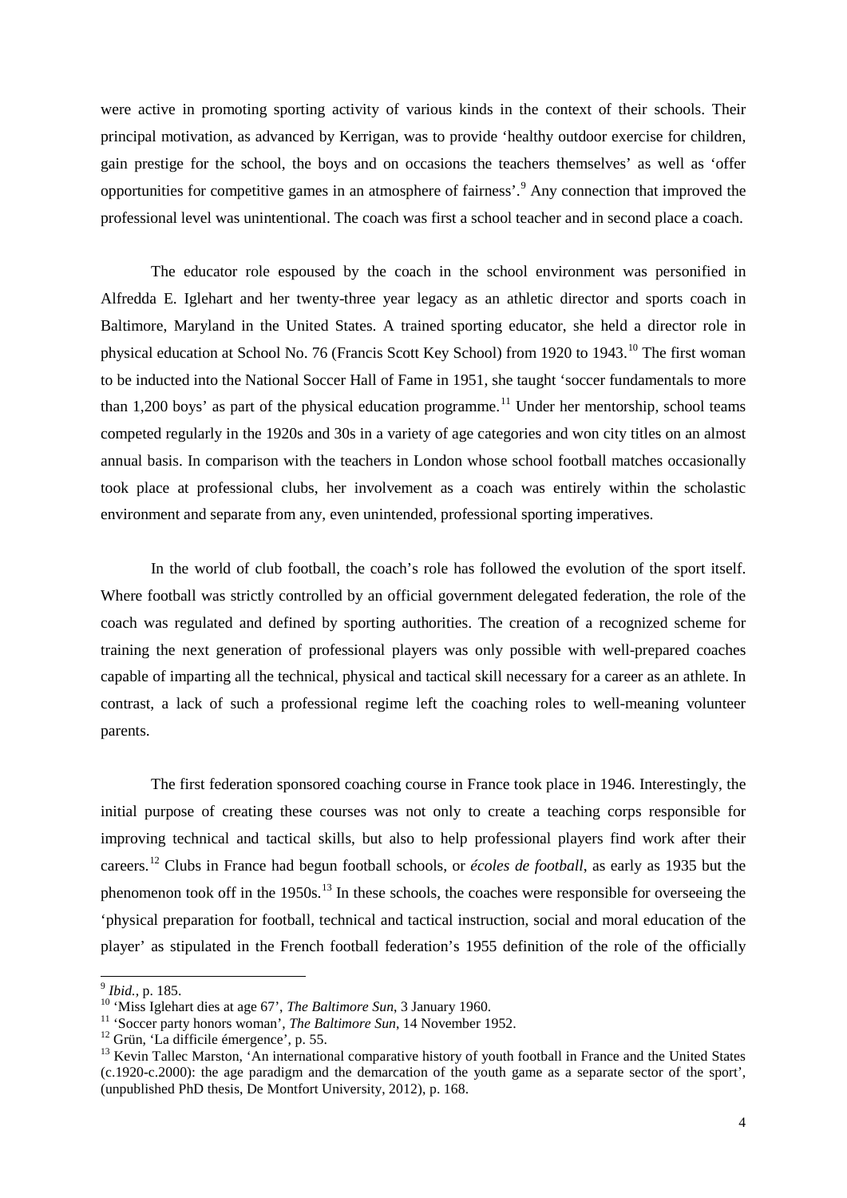were active in promoting sporting activity of various kinds in the context of their schools. Their principal motivation, as advanced by Kerrigan, was to provide 'healthy outdoor exercise for children, gain prestige for the school, the boys and on occasions the teachers themselves' as well as 'offer opportunities for competitive games in an atmosphere of fairness'.[9] Any connection that improved the professional level was unintentional. The coach was first a school teacher and in second place a coach.

The educator role espoused by the coach in the school environment was personified in Alfredda E. Iglehart and her twenty-three year legacy as an athletic director and sports coach in Baltimore, Maryland in the United States. A trained sporting educator, she held a director role in physical education at School No. 76 (Francis Scott Key School) from 1920 to 1943.[10] The first woman to be inducted into the National Soccer Hall of Fame in 1951, she taught 'soccer fundamentals to more than 1,200 boys' as part of the physical education programme.[11] Under her mentorship, school teams competed regularly in the 1920s and 30s in a variety of age categories and won city titles on an almost annual basis. In comparison with the teachers in London whose school football matches occasionally took place at professional clubs, her involvement as a coach was entirely within the scholastic environment and separate from any, even unintended, professional sporting imperatives.

In the world of club football, the coach's role has followed the evolution of the sport itself. Where football was strictly controlled by an official government delegated federation, the role of the coach was regulated and defined by sporting authorities. The creation of a recognized scheme for training the next generation of professional players was only possible with well-prepared coaches capable of imparting all the technical, physical and tactical skill necessary for a career as an athlete. In contrast, a lack of such a professional regime left the coaching roles to well-meaning volunteer parents.

The first federation sponsored coaching course in France took place in 1946. Interestingly, the initial purpose of creating these courses was not only to create a teaching corps responsible for improving technical and tactical skills, but also to help professional players find work after their careers.[12] Clubs in France had begun football schools, or *écoles de football*, as early as 1935 but the phenomenon took off in the 1950s.[13] In these schools, the coaches were responsible for overseeing the 'physical preparation for football, technical and tactical instruction, social and moral education of the player' as stipulated in the French football federation's 1955 definition of the role of the officially

---

[9] *Ibid.*, p. 185.

[10] 'Miss Iglehart dies at age 67', *The Baltimore Sun*, 3 January 1960.

[11] 'Soccer party honors woman', *The Baltimore Sun*, 14 November 1952.

[12] Grün, 'La difficile émergence', p. 55.

[13] Kevin Tallec Marston, 'An international comparative history of youth football in France and the United States (c.1920-c.2000): the age paradigm and the demarcation of the youth game as a separate sector of the sport', (unpublished PhD thesis, De Montfort University, 2012), p. 168.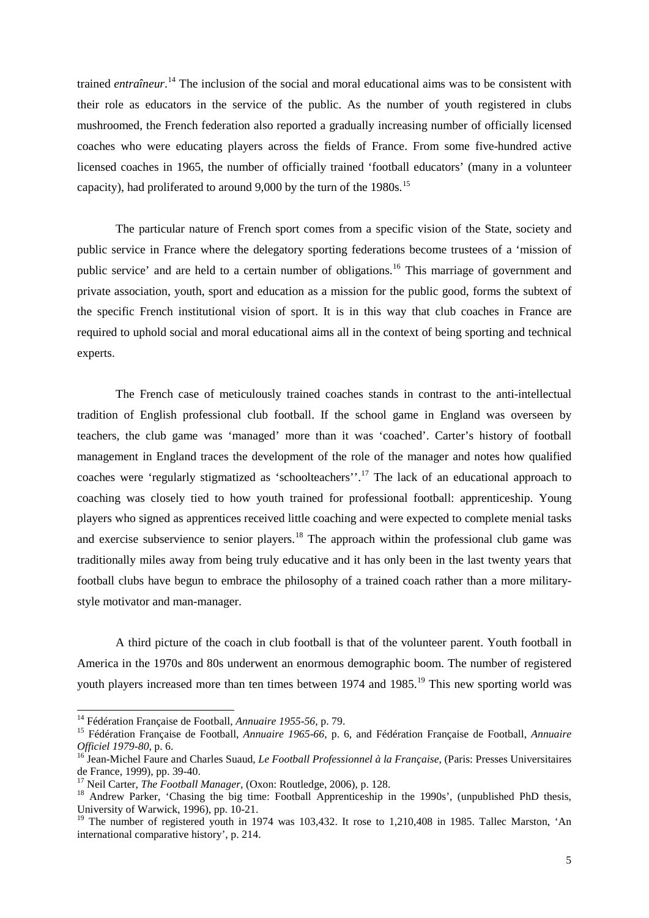trained *entraîneur*.[14] The inclusion of the social and moral educational aims was to be consistent with their role as educators in the service of the public. As the number of youth registered in clubs mushroomed, the French federation also reported a gradually increasing number of officially licensed coaches who were educating players across the fields of France. From some five-hundred active licensed coaches in 1965, the number of officially trained 'football educators' (many in a volunteer capacity), had proliferated to around 9,000 by the turn of the 1980s.[15]

The particular nature of French sport comes from a specific vision of the State, society and public service in France where the delegatory sporting federations become trustees of a 'mission of public service' and are held to a certain number of obligations.[16] This marriage of government and private association, youth, sport and education as a mission for the public good, forms the subtext of the specific French institutional vision of sport. It is in this way that club coaches in France are required to uphold social and moral educational aims all in the context of being sporting and technical experts.

The French case of meticulously trained coaches stands in contrast to the anti-intellectual tradition of English professional club football. If the school game in England was overseen by teachers, the club game was 'managed' more than it was 'coached'. Carter's history of football management in England traces the development of the role of the manager and notes how qualified coaches were 'regularly stigmatized as 'schoolteachers''.[17] The lack of an educational approach to coaching was closely tied to how youth trained for professional football: apprenticeship. Young players who signed as apprentices received little coaching and were expected to complete menial tasks and exercise subservience to senior players.[18] The approach within the professional club game was traditionally miles away from being truly educative and it has only been in the last twenty years that football clubs have begun to embrace the philosophy of a trained coach rather than a more military-style motivator and man-manager.

A third picture of the coach in club football is that of the volunteer parent. Youth football in America in the 1970s and 80s underwent an enormous demographic boom. The number of registered youth players increased more than ten times between 1974 and 1985.[19] This new sporting world was

---

[14] Fédération Française de Football, *Annuaire 1955-56*, p. 79.

[15] Fédération Française de Football, *Annuaire 1965-66*, p. 6, and Fédération Française de Football, *Annuaire Officiel 1979-80*, p. 6.

[16] Jean-Michel Faure and Charles Suaud, *Le Football Professionnel à la Française*, (Paris: Presses Universitaires de France, 1999), pp. 39-40.

[17] Neil Carter, *The Football Manager*, (Oxon: Routledge, 2006), p. 128.

[18] Andrew Parker, 'Chasing the big time: Football Apprenticeship in the 1990s', (unpublished PhD thesis, University of Warwick, 1996), pp. 10-21.

[19] The number of registered youth in 1974 was 103,432. It rose to 1,210,408 in 1985. Tallec Marston, 'An international comparative history', p. 214.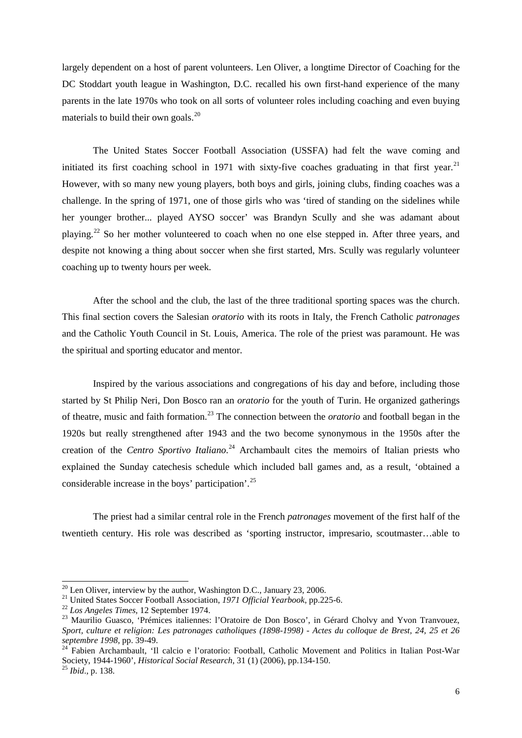largely dependent on a host of parent volunteers. Len Oliver, a longtime Director of Coaching for the DC Stoddart youth league in Washington, D.C. recalled his own first-hand experience of the many parents in the late 1970s who took on all sorts of volunteer roles including coaching and even buying materials to build their own goals.[20]

The United States Soccer Football Association (USSFA) had felt the wave coming and initiated its first coaching school in 1971 with sixty-five coaches graduating in that first year.[21] However, with so many new young players, both boys and girls, joining clubs, finding coaches was a challenge. In the spring of 1971, one of those girls who was 'tired of standing on the sidelines while her younger brother... played AYSO soccer' was Brandyn Scully and she was adamant about playing.[22] So her mother volunteered to coach when no one else stepped in. After three years, and despite not knowing a thing about soccer when she first started, Mrs. Scully was regularly volunteer coaching up to twenty hours per week.

After the school and the club, the last of the three traditional sporting spaces was the church. This final section covers the Salesian *oratorio* with its roots in Italy, the French Catholic *patronages* and the Catholic Youth Council in St. Louis, America. The role of the priest was paramount. He was the spiritual and sporting educator and mentor.

Inspired by the various associations and congregations of his day and before, including those started by St Philip Neri, Don Bosco ran an *oratorio* for the youth of Turin. He organized gatherings of theatre, music and faith formation.[23] The connection between the *oratorio* and football began in the 1920s but really strengthened after 1943 and the two become synonymous in the 1950s after the creation of the *Centro Sportivo Italiano*.[24] Archambault cites the memoirs of Italian priests who explained the Sunday catechesis schedule which included ball games and, as a result, 'obtained a considerable increase in the boys' participation'.[25]

The priest had a similar central role in the French *patronages* movement of the first half of the twentieth century. His role was described as 'sporting instructor, impresario, scoutmaster…able to

---

[20] Len Oliver, interview by the author, Washington D.C., January 23, 2006.

[21] United States Soccer Football Association, *1971 Official Yearbook*, pp.225-6.

[22] *Los Angeles Times*, 12 September 1974.

[23] Maurilio Guasco, 'Prémices italiennes: l'Oratoire de Don Bosco', in Gérard Cholvy and Yvon Tranvouez, *Sport, culture et religion: Les patronages catholiques (1898-1998) - Actes du colloque de Brest, 24, 25 et 26 septembre 1998*, pp. 39-49.

[24] Fabien Archambault, 'Il calcio e l'oratorio: Football, Catholic Movement and Politics in Italian Post-War Society, 1944-1960', *Historical Social Research*, 31 (1) (2006), pp.134-150.

[25] *Ibid*., p. 138.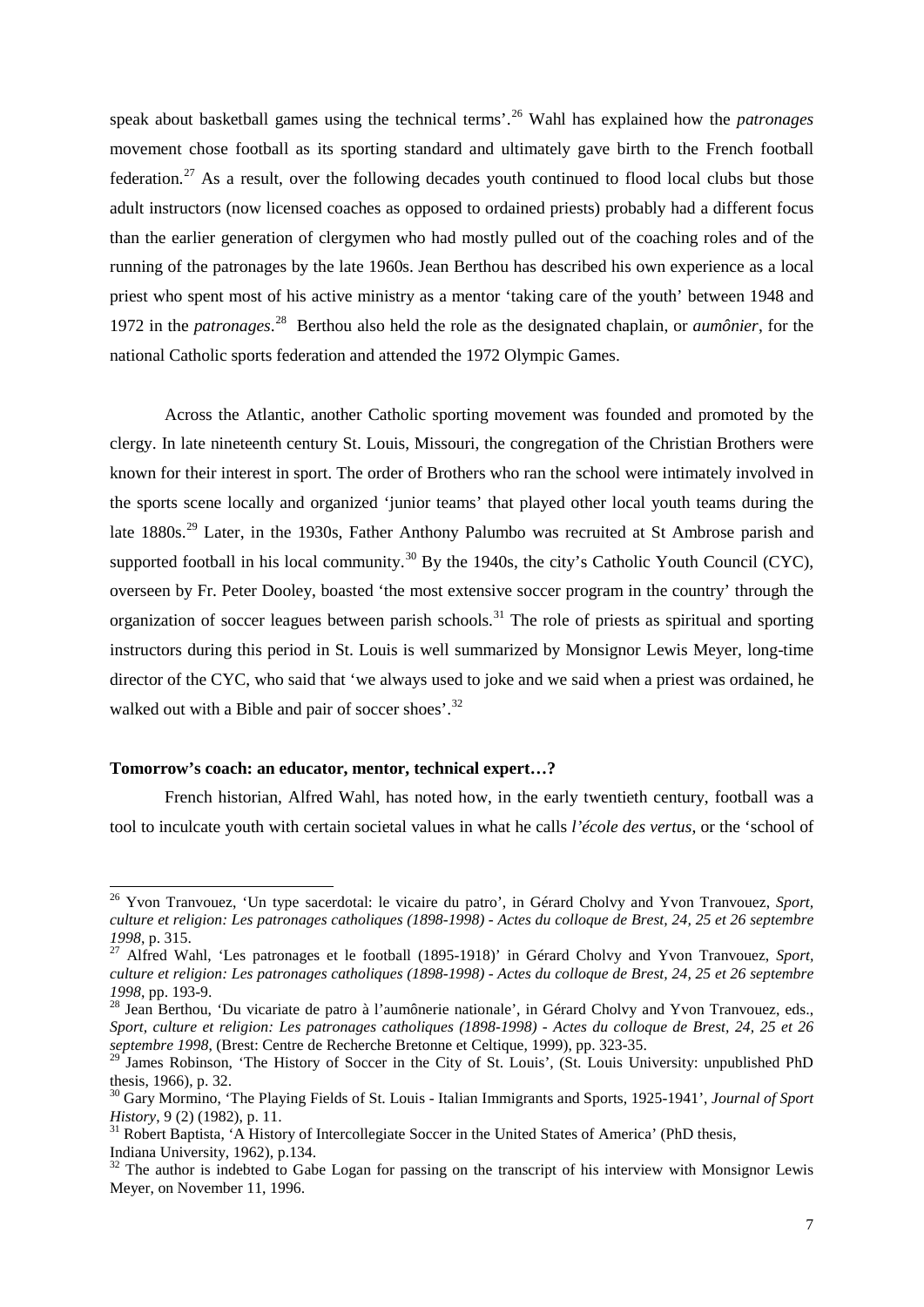speak about basketball games using the technical terms'.[26] Wahl has explained how the *patronages* movement chose football as its sporting standard and ultimately gave birth to the French football federation.[27] As a result, over the following decades youth continued to flood local clubs but those adult instructors (now licensed coaches as opposed to ordained priests) probably had a different focus than the earlier generation of clergymen who had mostly pulled out of the coaching roles and of the running of the patronages by the late 1960s. Jean Berthou has described his own experience as a local priest who spent most of his active ministry as a mentor 'taking care of the youth' between 1948 and 1972 in the *patronages*.[28] Berthou also held the role as the designated chaplain, or *aumônier*, for the national Catholic sports federation and attended the 1972 Olympic Games.

Across the Atlantic, another Catholic sporting movement was founded and promoted by the clergy. In late nineteenth century St. Louis, Missouri, the congregation of the Christian Brothers were known for their interest in sport. The order of Brothers who ran the school were intimately involved in the sports scene locally and organized 'junior teams' that played other local youth teams during the late 1880s.[29] Later, in the 1930s, Father Anthony Palumbo was recruited at St Ambrose parish and supported football in his local community.[30] By the 1940s, the city's Catholic Youth Council (CYC), overseen by Fr. Peter Dooley, boasted 'the most extensive soccer program in the country' through the organization of soccer leagues between parish schools.[31] The role of priests as spiritual and sporting instructors during this period in St. Louis is well summarized by Monsignor Lewis Meyer, long-time director of the CYC, who said that 'we always used to joke and we said when a priest was ordained, he walked out with a Bible and pair of soccer shoes'.[32]

**Tomorrow's coach: an educator, mentor, technical expert…?**

French historian, Alfred Wahl, has noted how, in the early twentieth century, football was a tool to inculcate youth with certain societal values in what he calls *l'école des vertus*, or the 'school of

---

[26] Yvon Tranvouez, 'Un type sacerdotal: le vicaire du patro', in Gérard Cholvy and Yvon Tranvouez, *Sport, culture et religion: Les patronages catholiques (1898-1998) - Actes du colloque de Brest, 24, 25 et 26 septembre 1998*, p. 315.

[27] Alfred Wahl, 'Les patronages et le football (1895-1918)' in Gérard Cholvy and Yvon Tranvouez, *Sport, culture et religion: Les patronages catholiques (1898-1998) - Actes du colloque de Brest, 24, 25 et 26 septembre 1998*, pp. 193-9.

[28] Jean Berthou, 'Du vicariate de patro à l'aumônerie nationale', in Gérard Cholvy and Yvon Tranvouez, eds., *Sport, culture et religion: Les patronages catholiques (1898-1998) - Actes du colloque de Brest, 24, 25 et 26 septembre 1998*, (Brest: Centre de Recherche Bretonne et Celtique, 1999), pp. 323-35.

[29] James Robinson, 'The History of Soccer in the City of St. Louis', (St. Louis University: unpublished PhD thesis, 1966), p. 32.

[30] Gary Mormino, 'The Playing Fields of St. Louis - Italian Immigrants and Sports, 1925-1941', *Journal of Sport History*, 9 (2) (1982), p. 11.

[31] Robert Baptista, 'A History of Intercollegiate Soccer in the United States of America' (PhD thesis, Indiana University, 1962), p.134.

[32] The author is indebted to Gabe Logan for passing on the transcript of his interview with Monsignor Lewis Meyer, on November 11, 1996.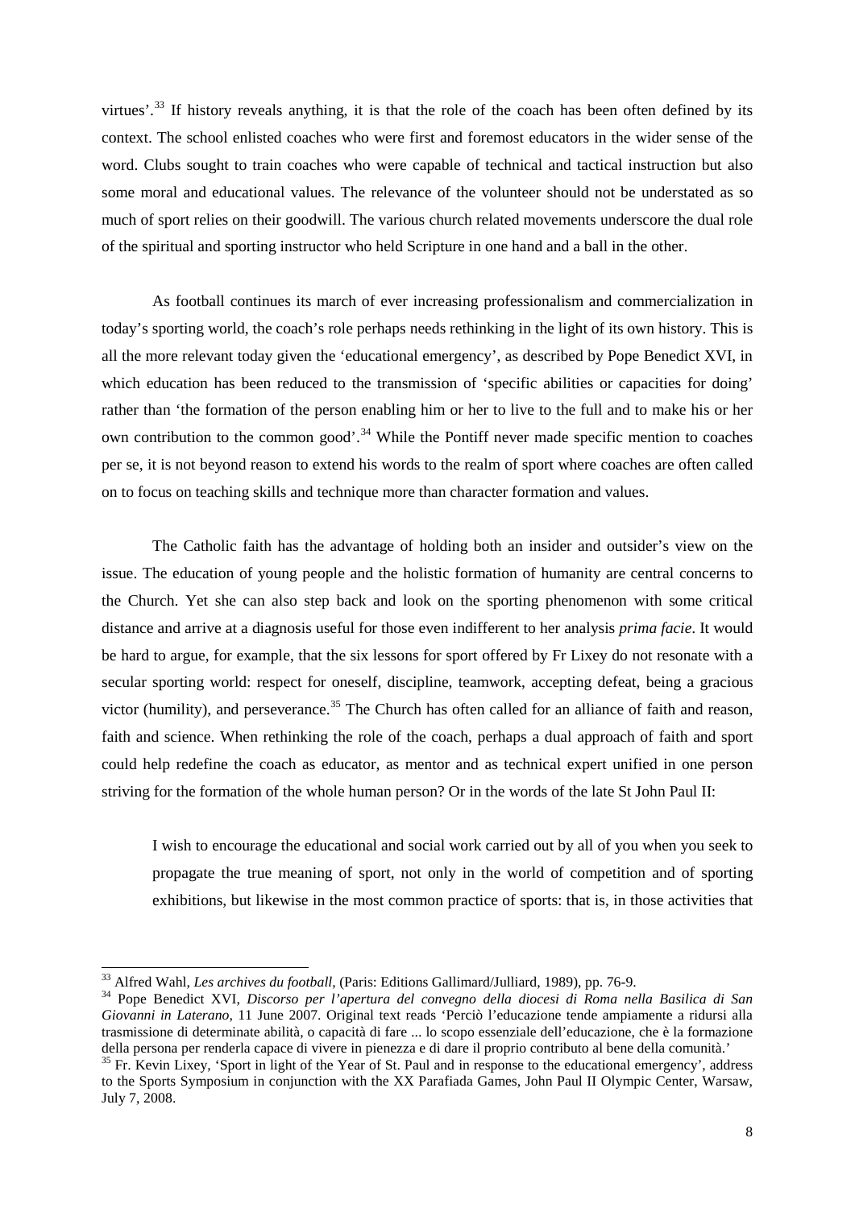virtues'.[33] If history reveals anything, it is that the role of the coach has been often defined by its context. The school enlisted coaches who were first and foremost educators in the wider sense of the word. Clubs sought to train coaches who were capable of technical and tactical instruction but also some moral and educational values. The relevance of the volunteer should not be understated as so much of sport relies on their goodwill. The various church related movements underscore the dual role of the spiritual and sporting instructor who held Scripture in one hand and a ball in the other.

As football continues its march of ever increasing professionalism and commercialization in today's sporting world, the coach's role perhaps needs rethinking in the light of its own history. This is all the more relevant today given the 'educational emergency', as described by Pope Benedict XVI, in which education has been reduced to the transmission of 'specific abilities or capacities for doing' rather than 'the formation of the person enabling him or her to live to the full and to make his or her own contribution to the common good'.[34] While the Pontiff never made specific mention to coaches per se, it is not beyond reason to extend his words to the realm of sport where coaches are often called on to focus on teaching skills and technique more than character formation and values.

The Catholic faith has the advantage of holding both an insider and outsider's view on the issue. The education of young people and the holistic formation of humanity are central concerns to the Church. Yet she can also step back and look on the sporting phenomenon with some critical distance and arrive at a diagnosis useful for those even indifferent to her analysis *prima facie*. It would be hard to argue, for example, that the six lessons for sport offered by Fr Lixey do not resonate with a secular sporting world: respect for oneself, discipline, teamwork, accepting defeat, being a gracious victor (humility), and perseverance.[35] The Church has often called for an alliance of faith and reason, faith and science. When rethinking the role of the coach, perhaps a dual approach of faith and sport could help redefine the coach as educator, as mentor and as technical expert unified in one person striving for the formation of the whole human person? Or in the words of the late St John Paul II:

> I wish to encourage the educational and social work carried out by all of you when you seek to propagate the true meaning of sport, not only in the world of competition and of sporting exhibitions, but likewise in the most common practice of sports: that is, in those activities that

---

[33] Alfred Wahl, *Les archives du football*, (Paris: Editions Gallimard/Julliard, 1989), pp. 76-9.

[34] Pope Benedict XVI, *Discorso per l'apertura del convegno della diocesi di Roma nella Basilica di San Giovanni in Laterano*, 11 June 2007. Original text reads 'Perciò l'educazione tende ampiamente a ridursi alla trasmissione di determinate abilità, o capacità di fare ... lo scopo essenziale dell'educazione, che è la formazione della persona per renderla capace di vivere in pienezza e di dare il proprio contributo al bene della comunità.'

[35] Fr. Kevin Lixey, 'Sport in light of the Year of St. Paul and in response to the educational emergency', address to the Sports Symposium in conjunction with the XX Parafiada Games, John Paul II Olympic Center, Warsaw, July 7, 2008.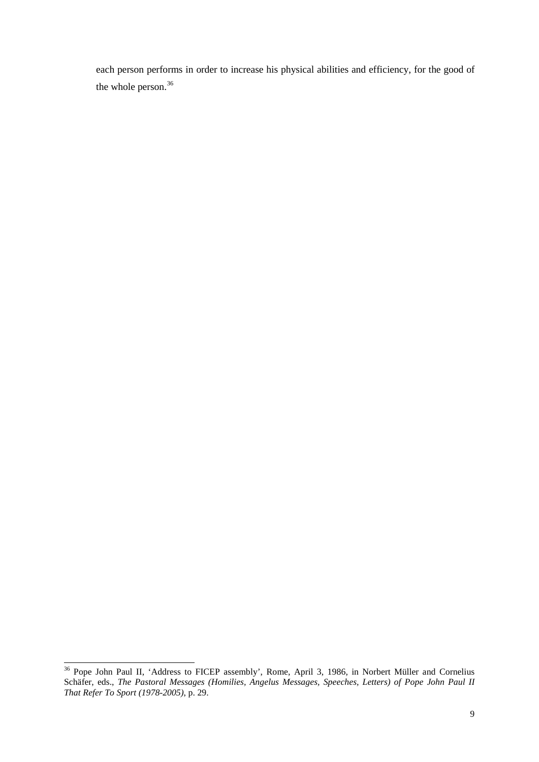each person performs in order to increase his physical abilities and efficiency, for the good of the whole person.[36]

---

[36] Pope John Paul II, 'Address to FICEP assembly', Rome, April 3, 1986, in Norbert Müller and Cornelius Schäfer, eds., *The Pastoral Messages (Homilies, Angelus Messages, Speeches, Letters) of Pope John Paul II That Refer To Sport (1978-2005)*, p. 29.